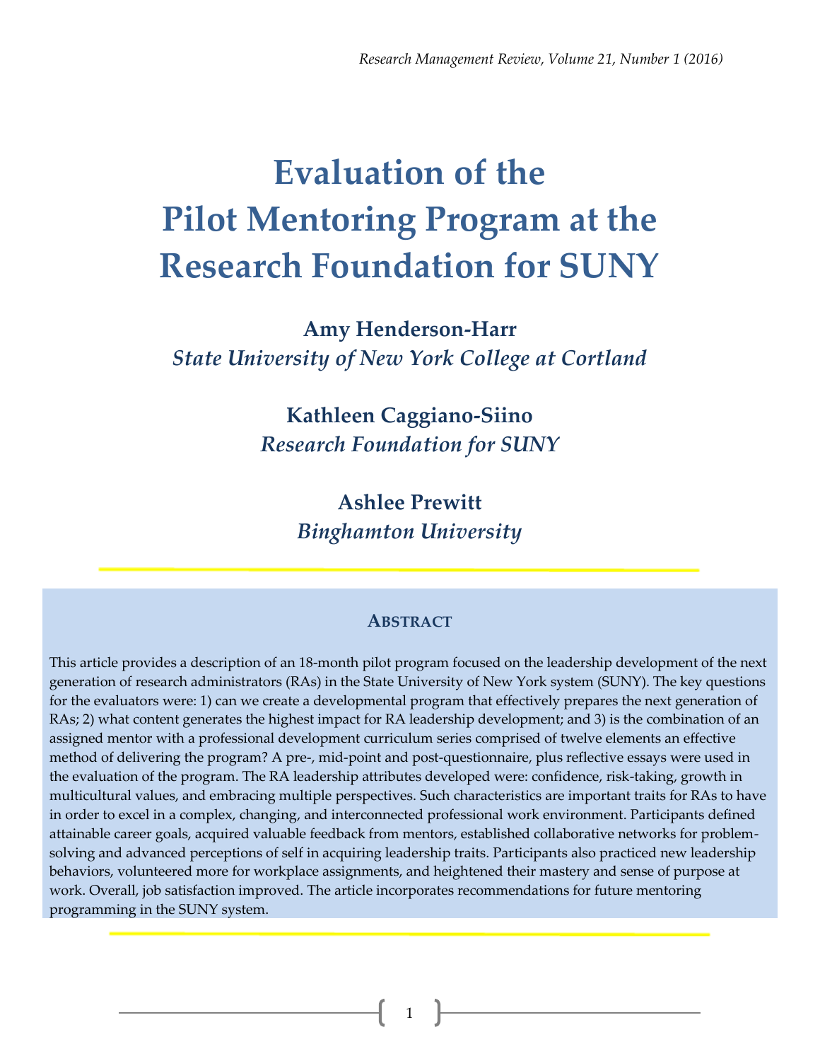# Evaluation of the Pilot Mentoring Program at the Research Foundation for SUNY

**Amy Henderson-Harr**
*State University of New York College at Cortland*

**Kathleen Caggiano-Siino**
*Research Foundation for SUNY*

**Ashlee Prewitt**
*Binghamton University*

## Abstract

This article provides a description of an 18-month pilot program focused on the leadership development of the next generation of research administrators (RAs) in the State University of New York system (SUNY). The key questions for the evaluators were: 1) can we create a developmental program that effectively prepares the next generation of RAs; 2) what content generates the highest impact for RA leadership development; and 3) is the combination of an assigned mentor with a professional development curriculum series comprised of twelve elements an effective method of delivering the program? A pre-, mid-point and post-questionnaire, plus reflective essays were used in the evaluation of the program. The RA leadership attributes developed were: confidence, risk-taking, growth in multicultural values, and embracing multiple perspectives. Such characteristics are important traits for RAs to have in order to excel in a complex, changing, and interconnected professional work environment. Participants defined attainable career goals, acquired valuable feedback from mentors, established collaborative networks for problem-solving and advanced perceptions of self in acquiring leadership traits. Participants also practiced new leadership behaviors, volunteered more for workplace assignments, and heightened their mastery and sense of purpose at work. Overall, job satisfaction improved. The article incorporates recommendations for future mentoring programming in the SUNY system.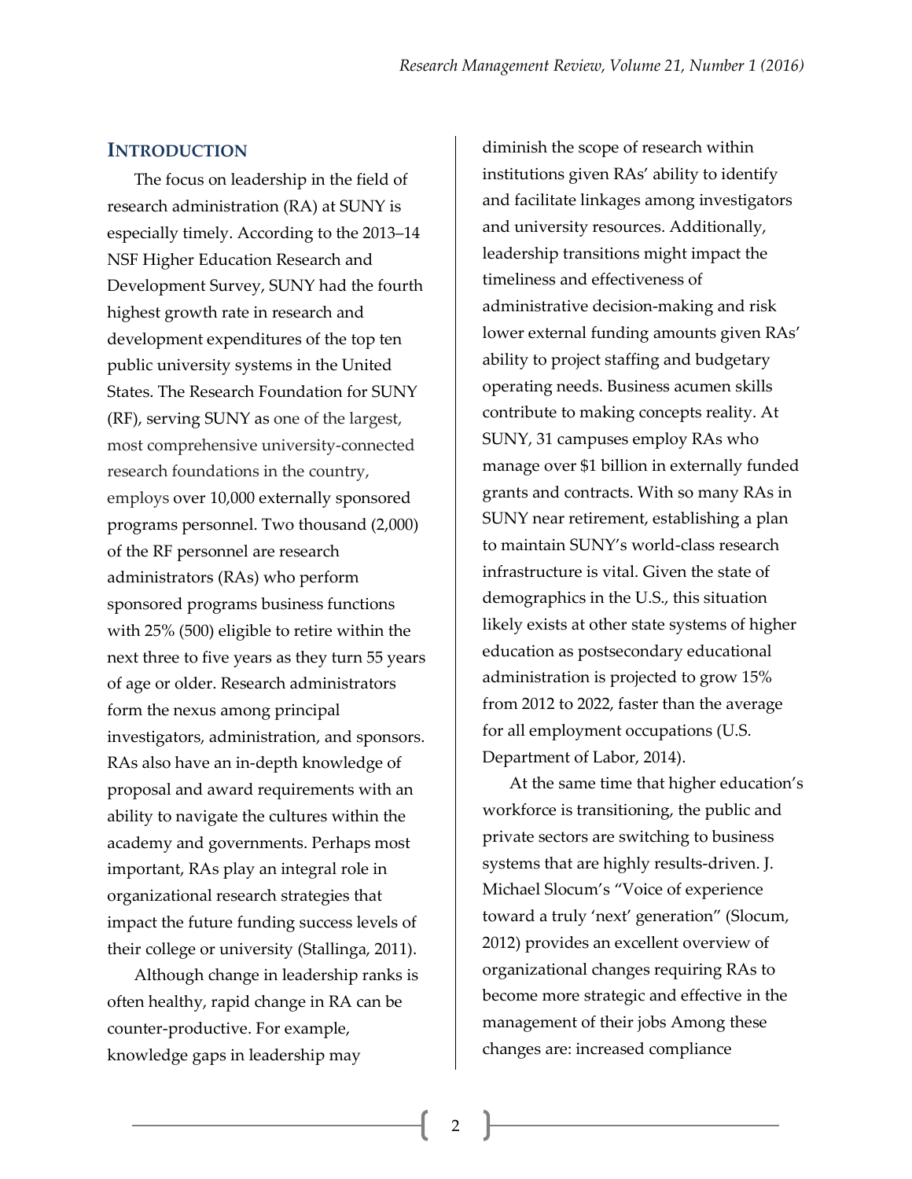## INTRODUCTION

The focus on leadership in the field of research administration (RA) at SUNY is especially timely. According to the 2013–14 NSF Higher Education Research and Development Survey, SUNY had the fourth highest growth rate in research and development expenditures of the top ten public university systems in the United States. The Research Foundation for SUNY (RF), serving SUNY as one of the largest, most comprehensive university-connected research foundations in the country, employs over 10,000 externally sponsored programs personnel. Two thousand (2,000) of the RF personnel are research administrators (RAs) who perform sponsored programs business functions with 25% (500) eligible to retire within the next three to five years as they turn 55 years of age or older. Research administrators form the nexus among principal investigators, administration, and sponsors. RAs also have an in-depth knowledge of proposal and award requirements with an ability to navigate the cultures within the academy and governments. Perhaps most important, RAs play an integral role in organizational research strategies that impact the future funding success levels of their college or university (Stallinga, 2011).

Although change in leadership ranks is often healthy, rapid change in RA can be counter-productive. For example, knowledge gaps in leadership may diminish the scope of research within institutions given RAs' ability to identify and facilitate linkages among investigators and university resources. Additionally, leadership transitions might impact the timeliness and effectiveness of administrative decision-making and risk lower external funding amounts given RAs' ability to project staffing and budgetary operating needs. Business acumen skills contribute to making concepts reality. At SUNY, 31 campuses employ RAs who manage over $1 billion in externally funded grants and contracts. With so many RAs in SUNY near retirement, establishing a plan to maintain SUNY's world-class research infrastructure is vital. Given the state of demographics in the U.S., this situation likely exists at other state systems of higher education as postsecondary educational administration is projected to grow 15% from 2012 to 2022, faster than the average for all employment occupations (U.S. Department of Labor, 2014).

At the same time that higher education's workforce is transitioning, the public and private sectors are switching to business systems that are highly results-driven. J. Michael Slocum's "Voice of experience toward a truly 'next' generation" (Slocum, 2012) provides an excellent overview of organizational changes requiring RAs to become more strategic and effective in the management of their jobs Among these changes are: increased compliance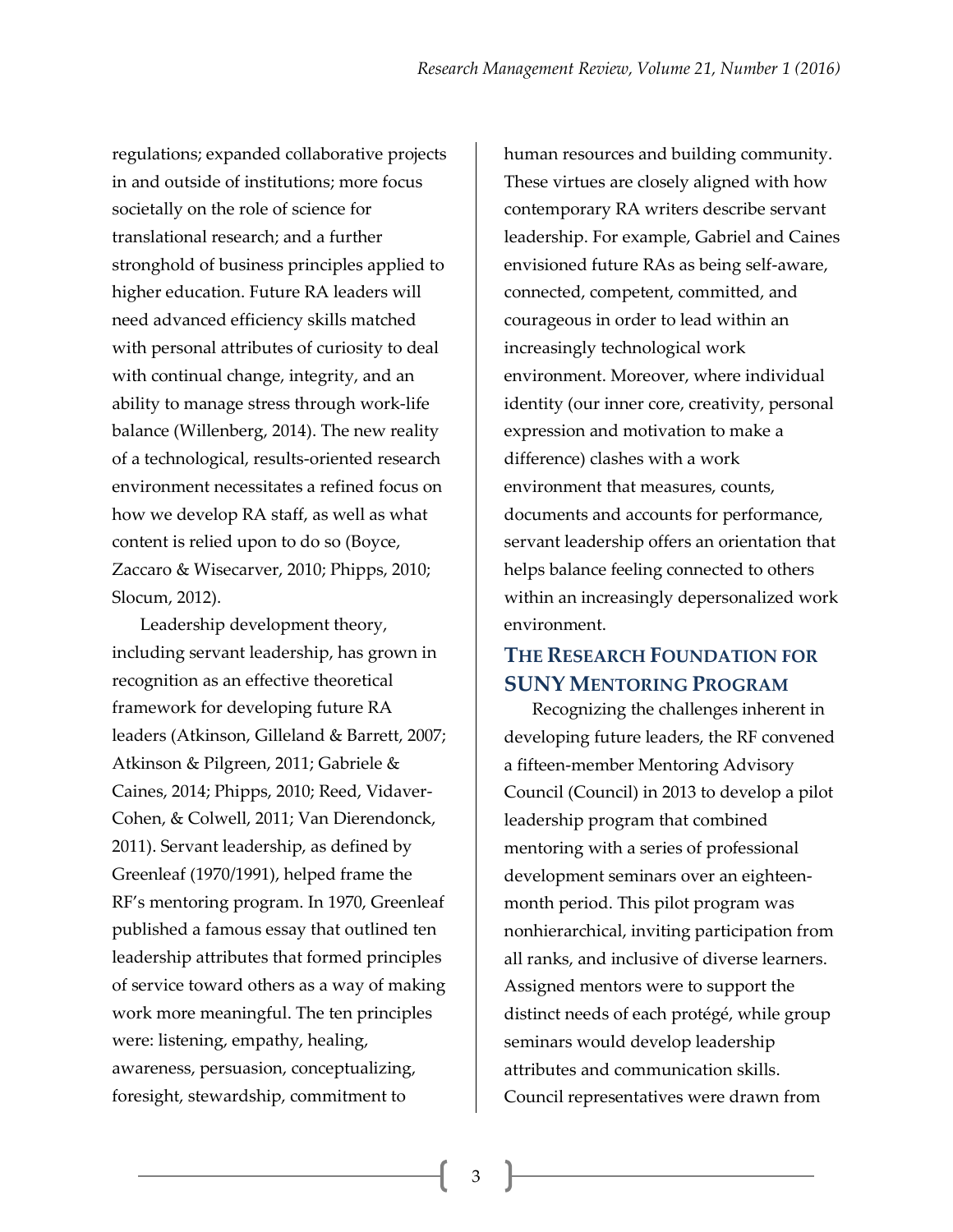regulations; expanded collaborative projects in and outside of institutions; more focus societally on the role of science for translational research; and a further stronghold of business principles applied to higher education. Future RA leaders will need advanced efficiency skills matched with personal attributes of curiosity to deal with continual change, integrity, and an ability to manage stress through work-life balance (Willenberg, 2014). The new reality of a technological, results-oriented research environment necessitates a refined focus on how we develop RA staff, as well as what content is relied upon to do so (Boyce, Zaccaro & Wisecarver, 2010; Phipps, 2010; Slocum, 2012).

Leadership development theory, including servant leadership, has grown in recognition as an effective theoretical framework for developing future RA leaders (Atkinson, Gilleland & Barrett, 2007; Atkinson & Pilgreen, 2011; Gabriele & Caines, 2014; Phipps, 2010; Reed, Vidaver-Cohen, & Colwell, 2011; Van Dierendonck, 2011). Servant leadership, as defined by Greenleaf (1970/1991), helped frame the RF's mentoring program. In 1970, Greenleaf published a famous essay that outlined ten leadership attributes that formed principles of service toward others as a way of making work more meaningful. The ten principles were: listening, empathy, healing, awareness, persuasion, conceptualizing, foresight, stewardship, commitment to human resources and building community. These virtues are closely aligned with how contemporary RA writers describe servant leadership. For example, Gabriel and Caines envisioned future RAs as being self-aware, connected, competent, committed, and courageous in order to lead within an increasingly technological work environment. Moreover, where individual identity (our inner core, creativity, personal expression and motivation to make a difference) clashes with a work environment that measures, counts, documents and accounts for performance, servant leadership offers an orientation that helps balance feeling connected to others within an increasingly depersonalized work environment.

## The Research Foundation for SUNY Mentoring Program

Recognizing the challenges inherent in developing future leaders, the RF convened a fifteen-member Mentoring Advisory Council (Council) in 2013 to develop a pilot leadership program that combined mentoring with a series of professional development seminars over an eighteen-month period. This pilot program was nonhierarchical, inviting participation from all ranks, and inclusive of diverse learners. Assigned mentors were to support the distinct needs of each protégé, while group seminars would develop leadership attributes and communication skills. Council representatives were drawn from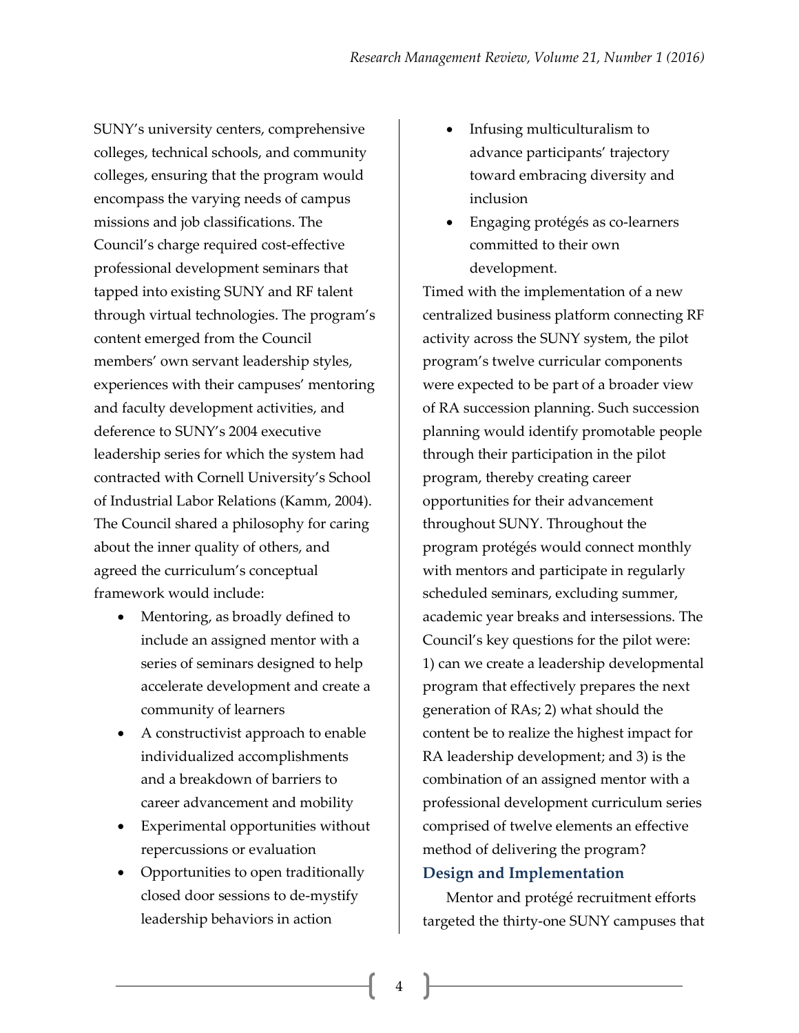SUNY's university centers, comprehensive colleges, technical schools, and community colleges, ensuring that the program would encompass the varying needs of campus missions and job classifications. The Council's charge required cost-effective professional development seminars that tapped into existing SUNY and RF talent through virtual technologies. The program's content emerged from the Council members' own servant leadership styles, experiences with their campuses' mentoring and faculty development activities, and deference to SUNY's 2004 executive leadership series for which the system had contracted with Cornell University's School of Industrial Labor Relations (Kamm, 2004). The Council shared a philosophy for caring about the inner quality of others, and agreed the curriculum's conceptual framework would include:

- Mentoring, as broadly defined to include an assigned mentor with a series of seminars designed to help accelerate development and create a community of learners
- A constructivist approach to enable individualized accomplishments and a breakdown of barriers to career advancement and mobility
- Experimental opportunities without repercussions or evaluation
- Opportunities to open traditionally closed door sessions to de-mystify leadership behaviors in action
- Infusing multiculturalism to advance participants' trajectory toward embracing diversity and inclusion
- Engaging protégés as co-learners committed to their own development.

Timed with the implementation of a new centralized business platform connecting RF activity across the SUNY system, the pilot program's twelve curricular components were expected to be part of a broader view of RA succession planning. Such succession planning would identify promotable people through their participation in the pilot program, thereby creating career opportunities for their advancement throughout SUNY. Throughout the program protégés would connect monthly with mentors and participate in regularly scheduled seminars, excluding summer, academic year breaks and intersessions. The Council's key questions for the pilot were: 1) can we create a leadership developmental program that effectively prepares the next generation of RAs; 2) what should the content be to realize the highest impact for RA leadership development; and 3) is the combination of an assigned mentor with a professional development curriculum series comprised of twelve elements an effective method of delivering the program?

## Design and Implementation

Mentor and protégé recruitment efforts targeted the thirty-one SUNY campuses that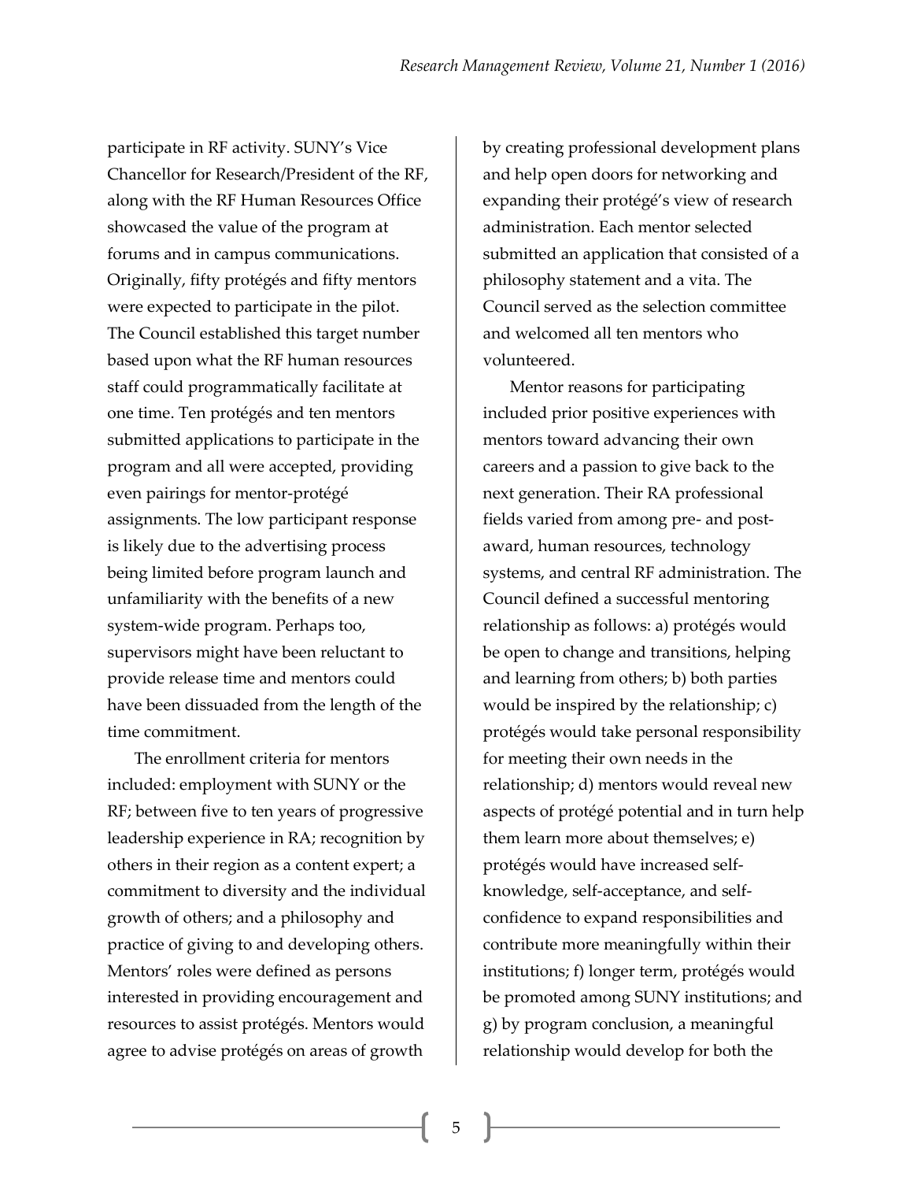participate in RF activity. SUNY's Vice Chancellor for Research/President of the RF, along with the RF Human Resources Office showcased the value of the program at forums and in campus communications. Originally, fifty protégés and fifty mentors were expected to participate in the pilot. The Council established this target number based upon what the RF human resources staff could programmatically facilitate at one time. Ten protégés and ten mentors submitted applications to participate in the program and all were accepted, providing even pairings for mentor-protégé assignments. The low participant response is likely due to the advertising process being limited before program launch and unfamiliarity with the benefits of a new system-wide program. Perhaps too, supervisors might have been reluctant to provide release time and mentors could have been dissuaded from the length of the time commitment.

The enrollment criteria for mentors included: employment with SUNY or the RF; between five to ten years of progressive leadership experience in RA; recognition by others in their region as a content expert; a commitment to diversity and the individual growth of others; and a philosophy and practice of giving to and developing others. Mentors' roles were defined as persons interested in providing encouragement and resources to assist protégés. Mentors would agree to advise protégés on areas of growth by creating professional development plans and help open doors for networking and expanding their protégé's view of research administration. Each mentor selected submitted an application that consisted of a philosophy statement and a vita. The Council served as the selection committee and welcomed all ten mentors who volunteered.

Mentor reasons for participating included prior positive experiences with mentors toward advancing their own careers and a passion to give back to the next generation. Their RA professional fields varied from among pre- and post-award, human resources, technology systems, and central RF administration. The Council defined a successful mentoring relationship as follows: a) protégés would be open to change and transitions, helping and learning from others; b) both parties would be inspired by the relationship; c) protégés would take personal responsibility for meeting their own needs in the relationship; d) mentors would reveal new aspects of protégé potential and in turn help them learn more about themselves; e) protégés would have increased self-knowledge, self-acceptance, and self-confidence to expand responsibilities and contribute more meaningfully within their institutions; f) longer term, protégés would be promoted among SUNY institutions; and g) by program conclusion, a meaningful relationship would develop for both the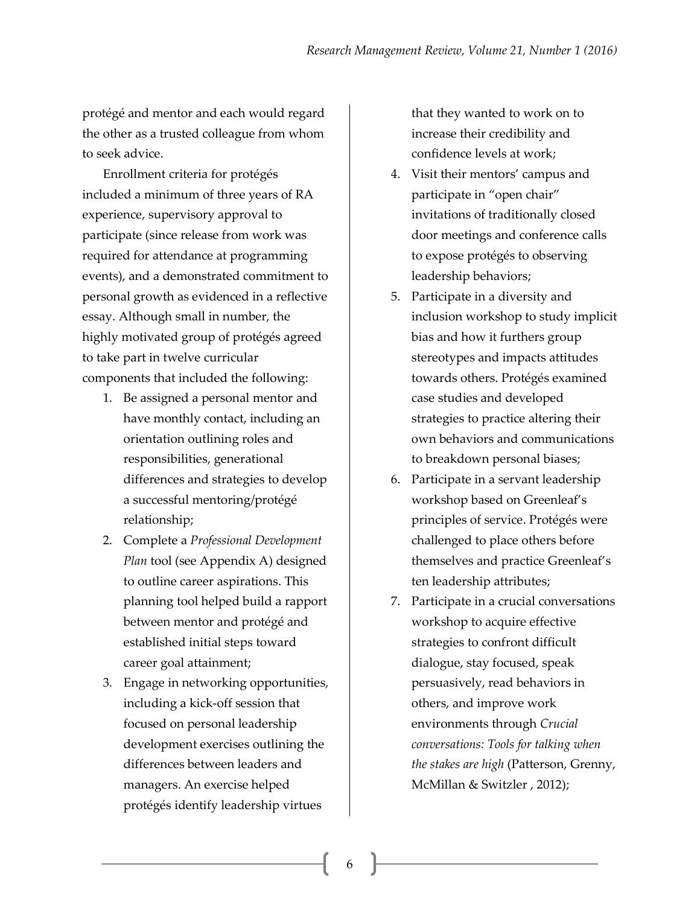protégé and mentor and each would regard the other as a trusted colleague from whom to seek advice.

Enrollment criteria for protégés included a minimum of three years of RA experience, supervisory approval to participate (since release from work was required for attendance at programming events), and a demonstrated commitment to personal growth as evidenced in a reflective essay. Although small in number, the highly motivated group of protégés agreed to take part in twelve curricular components that included the following:

1. Be assigned a personal mentor and have monthly contact, including an orientation outlining roles and responsibilities, generational differences and strategies to develop a successful mentoring/protégé relationship;
2. Complete a *Professional Development Plan* tool (see Appendix A) designed to outline career aspirations. This planning tool helped build a rapport between mentor and protégé and established initial steps toward career goal attainment;
3. Engage in networking opportunities, including a kick-off session that focused on personal leadership development exercises outlining the differences between leaders and managers. An exercise helped protégés identify leadership virtues that they wanted to work on to increase their credibility and confidence levels at work;
4. Visit their mentors' campus and participate in "open chair" invitations of traditionally closed door meetings and conference calls to expose protégés to observing leadership behaviors;
5. Participate in a diversity and inclusion workshop to study implicit bias and how it furthers group stereotypes and impacts attitudes towards others. Protégés examined case studies and developed strategies to practice altering their own behaviors and communications to breakdown personal biases;
6. Participate in a servant leadership workshop based on Greenleaf's principles of service. Protégés were challenged to place others before themselves and practice Greenleaf's ten leadership attributes;
7. Participate in a crucial conversations workshop to acquire effective strategies to confront difficult dialogue, stay focused, speak persuasively, read behaviors in others, and improve work environments through *Crucial conversations: Tools for talking when the stakes are high* (Patterson, Grenny, McMillan & Switzler , 2012);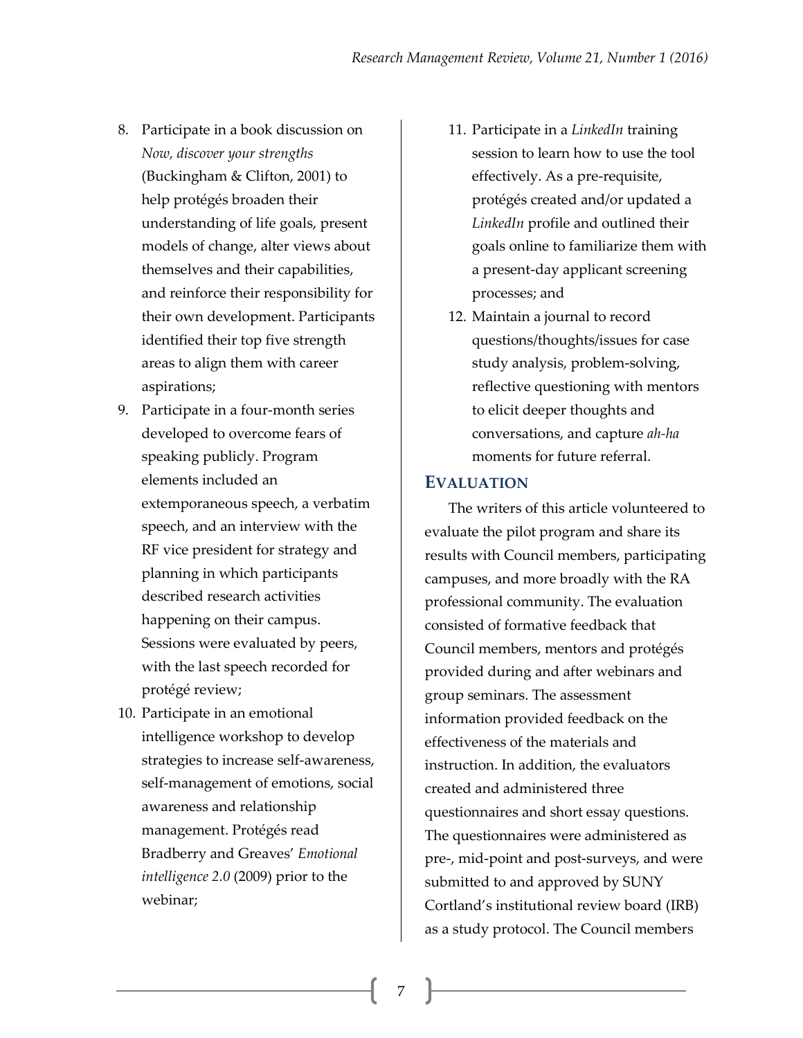8. Participate in a book discussion on *Now, discover your strengths* (Buckingham & Clifton, 2001) to help protégés broaden their understanding of life goals, present models of change, alter views about themselves and their capabilities, and reinforce their responsibility for their own development. Participants identified their top five strength areas to align them with career aspirations;
9. Participate in a four-month series developed to overcome fears of speaking publicly. Program elements included an extemporaneous speech, a verbatim speech, and an interview with the RF vice president for strategy and planning in which participants described research activities happening on their campus. Sessions were evaluated by peers, with the last speech recorded for protégé review;
10. Participate in an emotional intelligence workshop to develop strategies to increase self-awareness, self-management of emotions, social awareness and relationship management. Protégés read Bradberry and Greaves' *Emotional intelligence 2.0* (2009) prior to the webinar;
11. Participate in a *LinkedIn* training session to learn how to use the tool effectively. As a pre-requisite, protégés created and/or updated a *LinkedIn* profile and outlined their goals online to familiarize them with a present-day applicant screening processes; and
12. Maintain a journal to record questions/thoughts/issues for case study analysis, problem-solving, reflective questioning with mentors to elicit deeper thoughts and conversations, and capture *ah-ha* moments for future referral.

## EVALUATION

The writers of this article volunteered to evaluate the pilot program and share its results with Council members, participating campuses, and more broadly with the RA professional community. The evaluation consisted of formative feedback that Council members, mentors and protégés provided during and after webinars and group seminars. The assessment information provided feedback on the effectiveness of the materials and instruction. In addition, the evaluators created and administered three questionnaires and short essay questions. The questionnaires were administered as pre-, mid-point and post-surveys, and were submitted to and approved by SUNY Cortland's institutional review board (IRB) as a study protocol. The Council members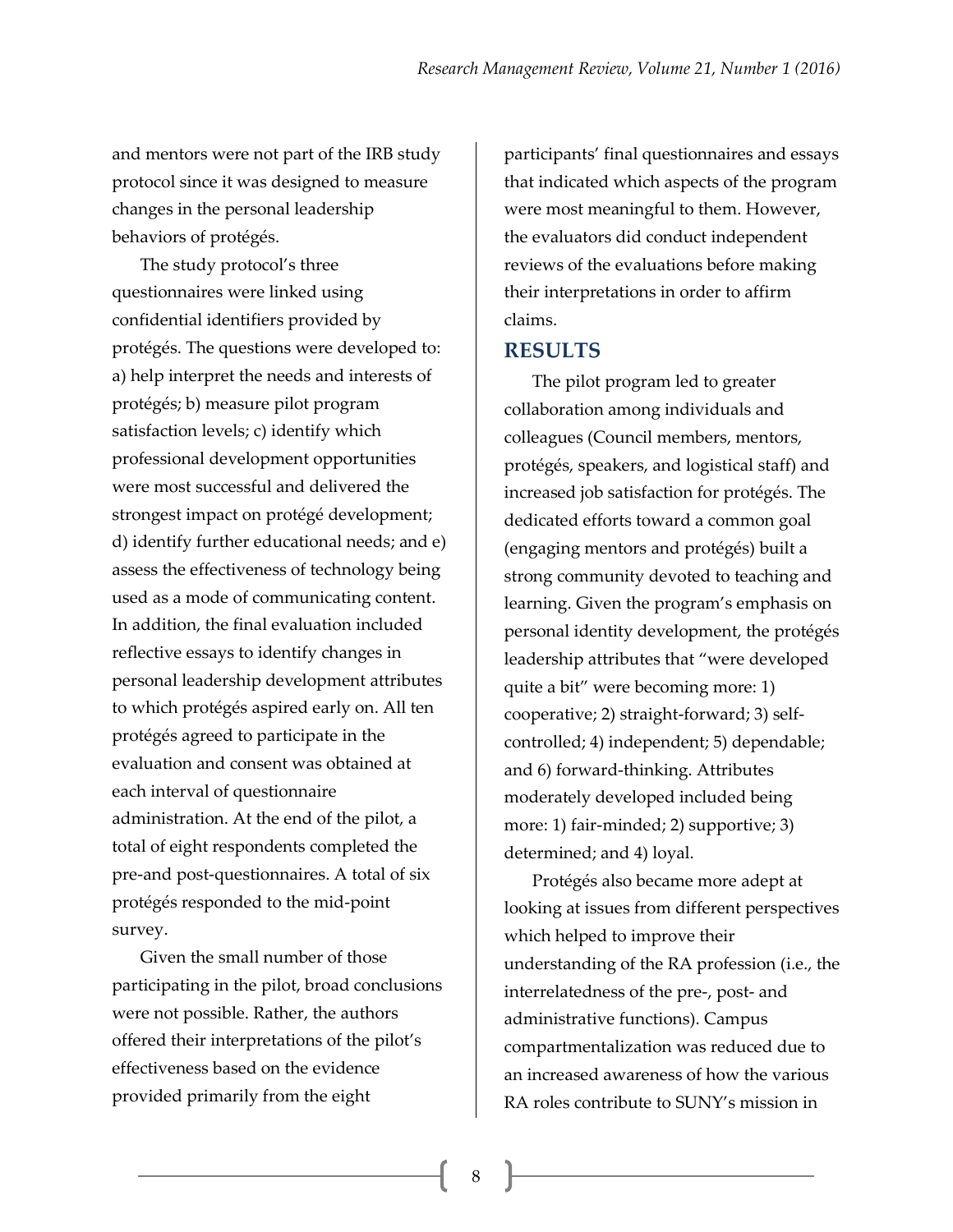and mentors were not part of the IRB study protocol since it was designed to measure changes in the personal leadership behaviors of protégés.

The study protocol's three questionnaires were linked using confidential identifiers provided by protégés. The questions were developed to: a) help interpret the needs and interests of protégés; b) measure pilot program satisfaction levels; c) identify which professional development opportunities were most successful and delivered the strongest impact on protégé development; d) identify further educational needs; and e) assess the effectiveness of technology being used as a mode of communicating content. In addition, the final evaluation included reflective essays to identify changes in personal leadership development attributes to which protégés aspired early on. All ten protégés agreed to participate in the evaluation and consent was obtained at each interval of questionnaire administration. At the end of the pilot, a total of eight respondents completed the pre-and post-questionnaires. A total of six protégés responded to the mid-point survey.

Given the small number of those participating in the pilot, broad conclusions were not possible. Rather, the authors offered their interpretations of the pilot's effectiveness based on the evidence provided primarily from the eight participants' final questionnaires and essays that indicated which aspects of the program were most meaningful to them. However, the evaluators did conduct independent reviews of the evaluations before making their interpretations in order to affirm claims.

## RESULTS

The pilot program led to greater collaboration among individuals and colleagues (Council members, mentors, protégés, speakers, and logistical staff) and increased job satisfaction for protégés. The dedicated efforts toward a common goal (engaging mentors and protégés) built a strong community devoted to teaching and learning. Given the program's emphasis on personal identity development, the protégés leadership attributes that "were developed quite a bit" were becoming more: 1) cooperative; 2) straight-forward; 3) self-controlled; 4) independent; 5) dependable; and 6) forward-thinking. Attributes moderately developed included being more: 1) fair-minded; 2) supportive; 3) determined; and 4) loyal.

Protégés also became more adept at looking at issues from different perspectives which helped to improve their understanding of the RA profession (i.e., the interrelatedness of the pre-, post- and administrative functions). Campus compartmentalization was reduced due to an increased awareness of how the various RA roles contribute to SUNY's mission in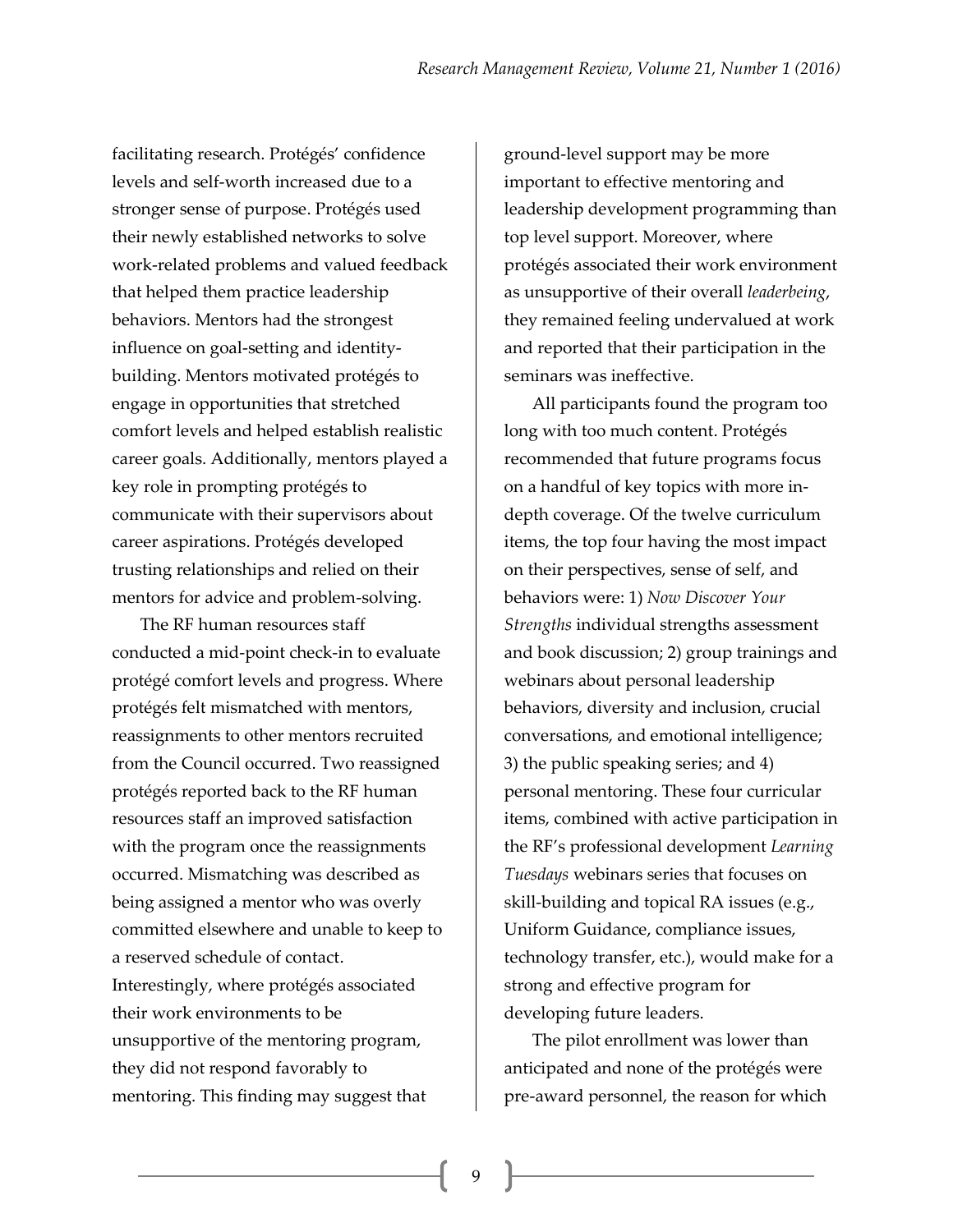facilitating research. Protégés' confidence levels and self-worth increased due to a stronger sense of purpose. Protégés used their newly established networks to solve work-related problems and valued feedback that helped them practice leadership behaviors. Mentors had the strongest influence on goal-setting and identity-building. Mentors motivated protégés to engage in opportunities that stretched comfort levels and helped establish realistic career goals. Additionally, mentors played a key role in prompting protégés to communicate with their supervisors about career aspirations. Protégés developed trusting relationships and relied on their mentors for advice and problem-solving.

The RF human resources staff conducted a mid-point check-in to evaluate protégé comfort levels and progress. Where protégés felt mismatched with mentors, reassignments to other mentors recruited from the Council occurred. Two reassigned protégés reported back to the RF human resources staff an improved satisfaction with the program once the reassignments occurred. Mismatching was described as being assigned a mentor who was overly committed elsewhere and unable to keep to a reserved schedule of contact. Interestingly, where protégés associated their work environments to be unsupportive of the mentoring program, they did not respond favorably to mentoring. This finding may suggest that ground-level support may be more important to effective mentoring and leadership development programming than top level support. Moreover, where protégés associated their work environment as unsupportive of their overall *leaderbeing*, they remained feeling undervalued at work and reported that their participation in the seminars was ineffective.

All participants found the program too long with too much content. Protégés recommended that future programs focus on a handful of key topics with more in-depth coverage. Of the twelve curriculum items, the top four having the most impact on their perspectives, sense of self, and behaviors were: 1) *Now Discover Your Strengths* individual strengths assessment and book discussion; 2) group trainings and webinars about personal leadership behaviors, diversity and inclusion, crucial conversations, and emotional intelligence; 3) the public speaking series; and 4) personal mentoring. These four curricular items, combined with active participation in the RF's professional development *Learning Tuesdays* webinars series that focuses on skill-building and topical RA issues (e.g., Uniform Guidance, compliance issues, technology transfer, etc.), would make for a strong and effective program for developing future leaders.

The pilot enrollment was lower than anticipated and none of the protégés were pre-award personnel, the reason for which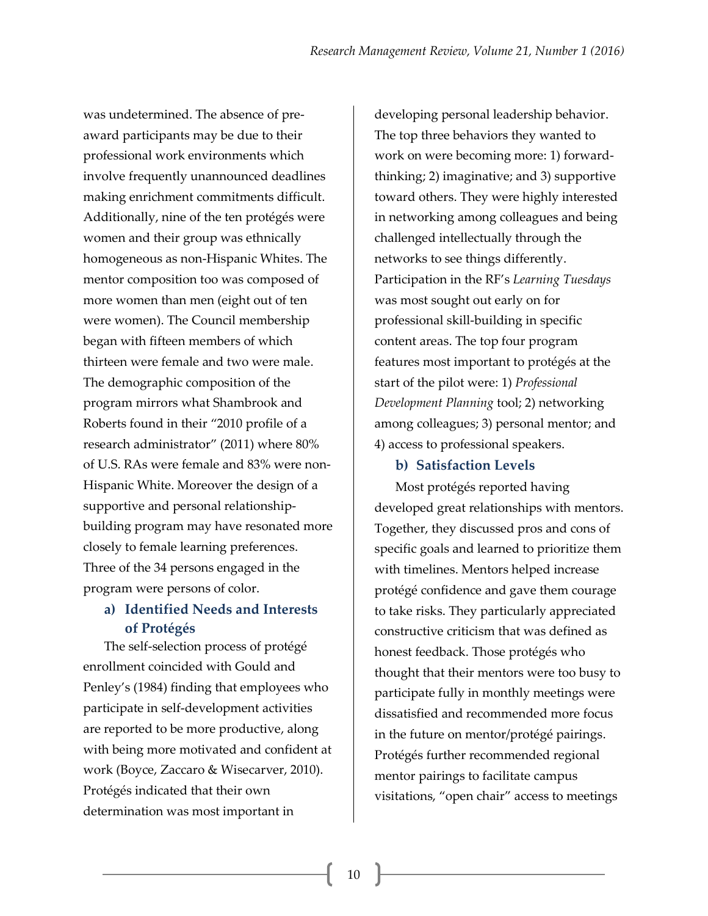was undetermined. The absence of pre-award participants may be due to their professional work environments which involve frequently unannounced deadlines making enrichment commitments difficult. Additionally, nine of the ten protégés were women and their group was ethnically homogeneous as non-Hispanic Whites. The mentor composition too was composed of more women than men (eight out of ten were women). The Council membership began with fifteen members of which thirteen were female and two were male. The demographic composition of the program mirrors what Shambrook and Roberts found in their "2010 profile of a research administrator" (2011) where 80% of U.S. RAs were female and 83% were non-Hispanic White. Moreover the design of a supportive and personal relationship-building program may have resonated more closely to female learning preferences. Three of the 34 persons engaged in the program were persons of color.

### a) Identified Needs and Interests of Protégés

The self-selection process of protégé enrollment coincided with Gould and Penley's (1984) finding that employees who participate in self-development activities are reported to be more productive, along with being more motivated and confident at work (Boyce, Zaccaro & Wisecarver, 2010). Protégés indicated that their own determination was most important in developing personal leadership behavior. The top three behaviors they wanted to work on were becoming more: 1) forward-thinking; 2) imaginative; and 3) supportive toward others. They were highly interested in networking among colleagues and being challenged intellectually through the networks to see things differently. Participation in the RF's *Learning Tuesdays* was most sought out early on for professional skill-building in specific content areas. The top four program features most important to protégés at the start of the pilot were: 1) *Professional Development Planning* tool; 2) networking among colleagues; 3) personal mentor; and 4) access to professional speakers.

### b) Satisfaction Levels

Most protégés reported having developed great relationships with mentors. Together, they discussed pros and cons of specific goals and learned to prioritize them with timelines. Mentors helped increase protégé confidence and gave them courage to take risks. They particularly appreciated constructive criticism that was defined as honest feedback. Those protégés who thought that their mentors were too busy to participate fully in monthly meetings were dissatisfied and recommended more focus in the future on mentor/protégé pairings. Protégés further recommended regional mentor pairings to facilitate campus visitations, "open chair" access to meetings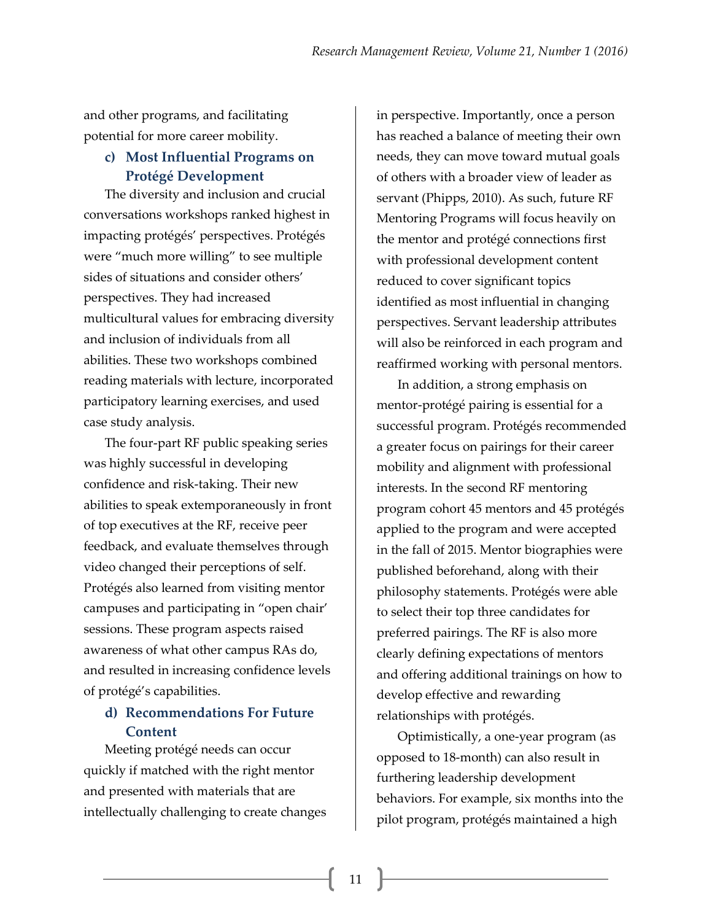and other programs, and facilitating potential for more career mobility.

### c) Most Influential Programs on Protégé Development

The diversity and inclusion and crucial conversations workshops ranked highest in impacting protégés' perspectives. Protégés were "much more willing" to see multiple sides of situations and consider others' perspectives. They had increased multicultural values for embracing diversity and inclusion of individuals from all abilities. These two workshops combined reading materials with lecture, incorporated participatory learning exercises, and used case study analysis.

The four-part RF public speaking series was highly successful in developing confidence and risk-taking. Their new abilities to speak extemporaneously in front of top executives at the RF, receive peer feedback, and evaluate themselves through video changed their perceptions of self. Protégés also learned from visiting mentor campuses and participating in "open chair' sessions. These program aspects raised awareness of what other campus RAs do, and resulted in increasing confidence levels of protégé's capabilities.

### d) Recommendations For Future Content

Meeting protégé needs can occur quickly if matched with the right mentor and presented with materials that are intellectually challenging to create changes in perspective. Importantly, once a person has reached a balance of meeting their own needs, they can move toward mutual goals of others with a broader view of leader as servant (Phipps, 2010). As such, future RF Mentoring Programs will focus heavily on the mentor and protégé connections first with professional development content reduced to cover significant topics identified as most influential in changing perspectives. Servant leadership attributes will also be reinforced in each program and reaffirmed working with personal mentors.

In addition, a strong emphasis on mentor-protégé pairing is essential for a successful program. Protégés recommended a greater focus on pairings for their career mobility and alignment with professional interests. In the second RF mentoring program cohort 45 mentors and 45 protégés applied to the program and were accepted in the fall of 2015. Mentor biographies were published beforehand, along with their philosophy statements. Protégés were able to select their top three candidates for preferred pairings. The RF is also more clearly defining expectations of mentors and offering additional trainings on how to develop effective and rewarding relationships with protégés.

Optimistically, a one-year program (as opposed to 18-month) can also result in furthering leadership development behaviors. For example, six months into the pilot program, protégés maintained a high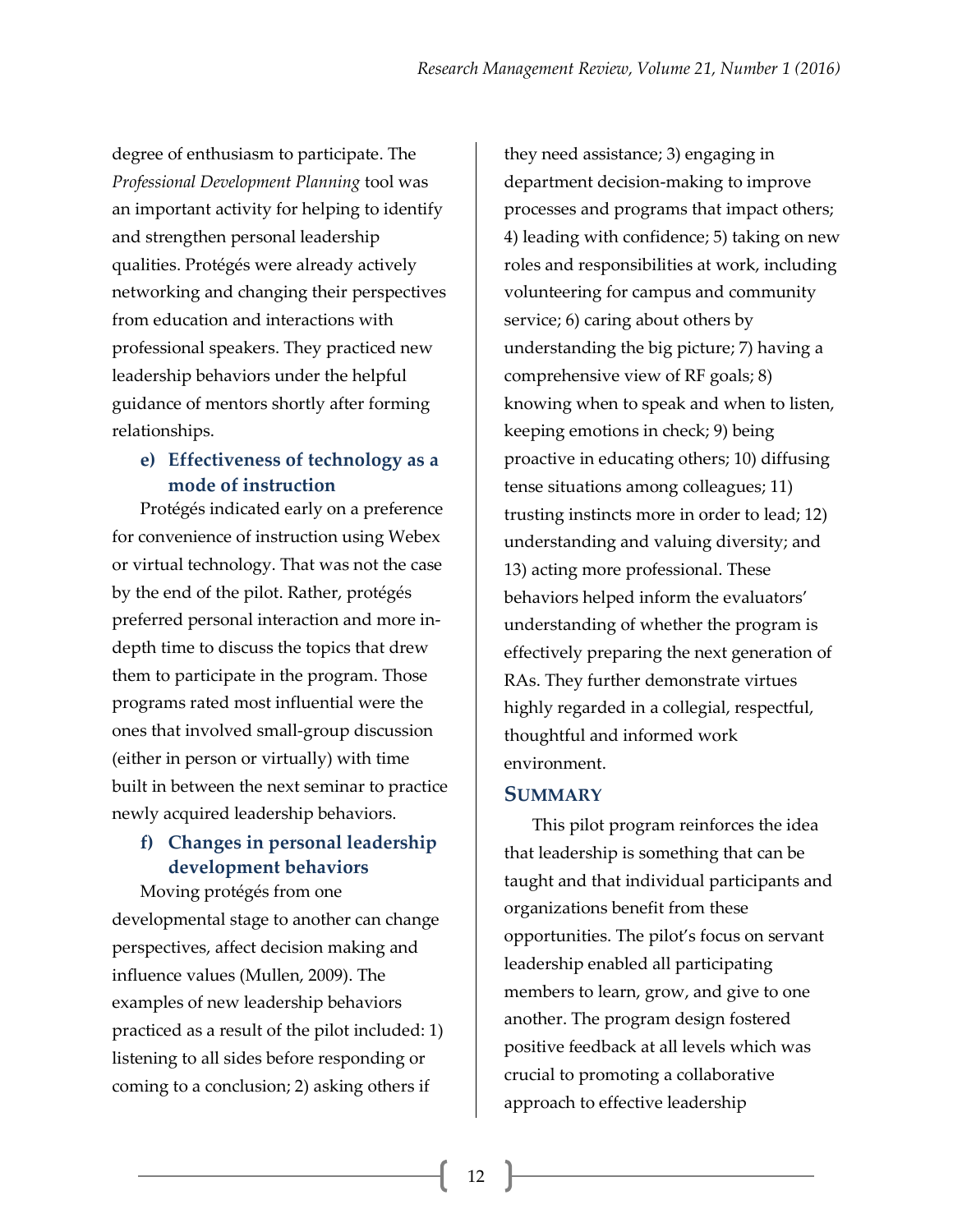degree of enthusiasm to participate. The *Professional Development Planning* tool was an important activity for helping to identify and strengthen personal leadership qualities. Protégés were already actively networking and changing their perspectives from education and interactions with professional speakers. They practiced new leadership behaviors under the helpful guidance of mentors shortly after forming relationships.

### e) Effectiveness of technology as a mode of instruction

Protégés indicated early on a preference for convenience of instruction using Webex or virtual technology. That was not the case by the end of the pilot. Rather, protégés preferred personal interaction and more in-depth time to discuss the topics that drew them to participate in the program. Those programs rated most influential were the ones that involved small-group discussion (either in person or virtually) with time built in between the next seminar to practice newly acquired leadership behaviors.

### f) Changes in personal leadership development behaviors

Moving protégés from one developmental stage to another can change perspectives, affect decision making and influence values (Mullen, 2009). The examples of new leadership behaviors practiced as a result of the pilot included: 1) listening to all sides before responding or coming to a conclusion; 2) asking others if they need assistance; 3) engaging in department decision-making to improve processes and programs that impact others; 4) leading with confidence; 5) taking on new roles and responsibilities at work, including volunteering for campus and community service; 6) caring about others by understanding the big picture; 7) having a comprehensive view of RF goals; 8) knowing when to speak and when to listen, keeping emotions in check; 9) being proactive in educating others; 10) diffusing tense situations among colleagues; 11) trusting instincts more in order to lead; 12) understanding and valuing diversity; and 13) acting more professional. These behaviors helped inform the evaluators' understanding of whether the program is effectively preparing the next generation of RAs. They further demonstrate virtues highly regarded in a collegial, respectful, thoughtful and informed work environment.

## Summary

This pilot program reinforces the idea that leadership is something that can be taught and that individual participants and organizations benefit from these opportunities. The pilot's focus on servant leadership enabled all participating members to learn, grow, and give to one another. The program design fostered positive feedback at all levels which was crucial to promoting a collaborative approach to effective leadership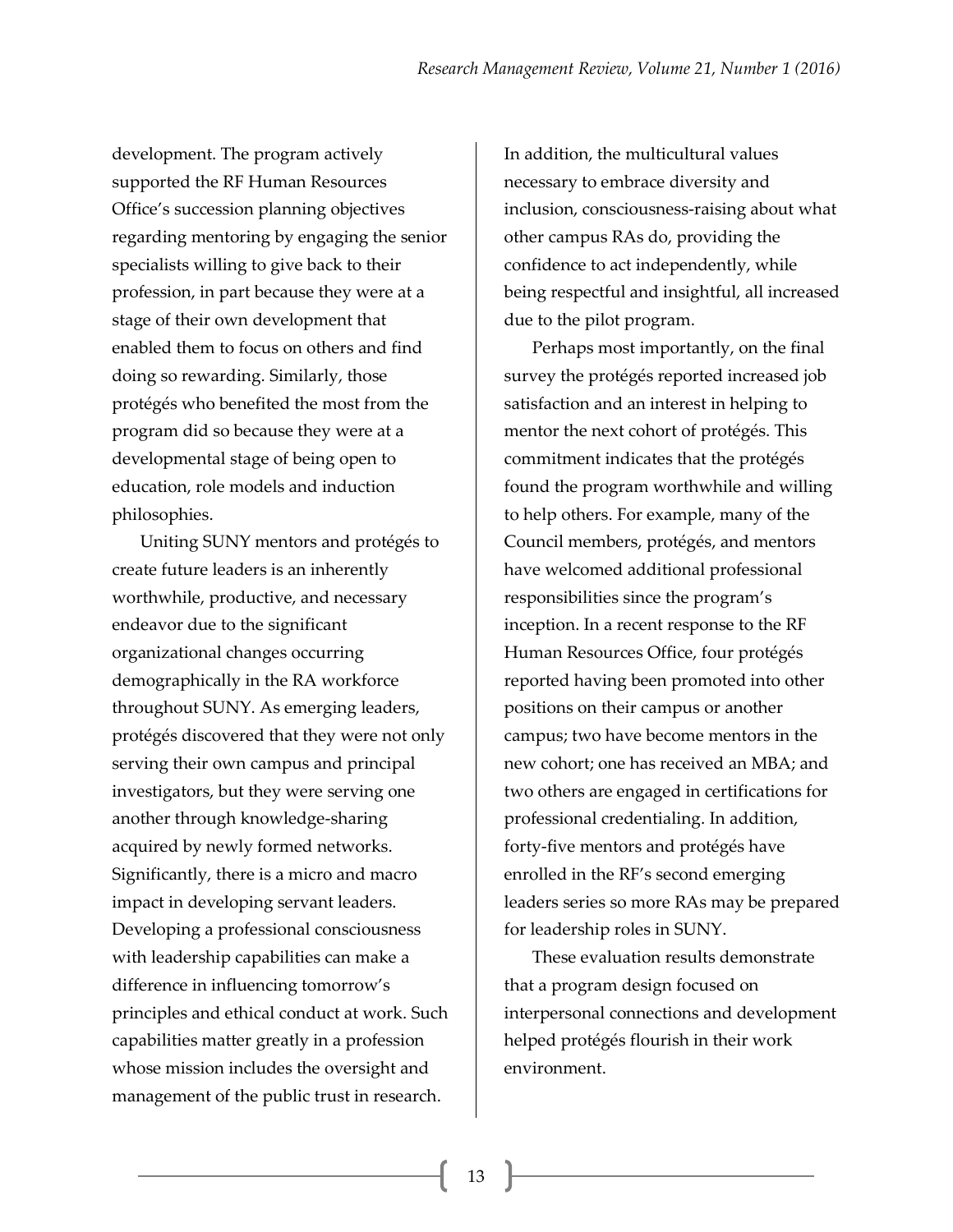development. The program actively supported the RF Human Resources Office's succession planning objectives regarding mentoring by engaging the senior specialists willing to give back to their profession, in part because they were at a stage of their own development that enabled them to focus on others and find doing so rewarding. Similarly, those protégés who benefited the most from the program did so because they were at a developmental stage of being open to education, role models and induction philosophies.

Uniting SUNY mentors and protégés to create future leaders is an inherently worthwhile, productive, and necessary endeavor due to the significant organizational changes occurring demographically in the RA workforce throughout SUNY. As emerging leaders, protégés discovered that they were not only serving their own campus and principal investigators, but they were serving one another through knowledge-sharing acquired by newly formed networks. Significantly, there is a micro and macro impact in developing servant leaders. Developing a professional consciousness with leadership capabilities can make a difference in influencing tomorrow's principles and ethical conduct at work. Such capabilities matter greatly in a profession whose mission includes the oversight and management of the public trust in research. In addition, the multicultural values necessary to embrace diversity and inclusion, consciousness-raising about what other campus RAs do, providing the confidence to act independently, while being respectful and insightful, all increased due to the pilot program.

Perhaps most importantly, on the final survey the protégés reported increased job satisfaction and an interest in helping to mentor the next cohort of protégés. This commitment indicates that the protégés found the program worthwhile and willing to help others. For example, many of the Council members, protégés, and mentors have welcomed additional professional responsibilities since the program's inception. In a recent response to the RF Human Resources Office, four protégés reported having been promoted into other positions on their campus or another campus; two have become mentors in the new cohort; one has received an MBA; and two others are engaged in certifications for professional credentialing. In addition, forty-five mentors and protégés have enrolled in the RF's second emerging leaders series so more RAs may be prepared for leadership roles in SUNY.

These evaluation results demonstrate that a program design focused on interpersonal connections and development helped protégés flourish in their work environment.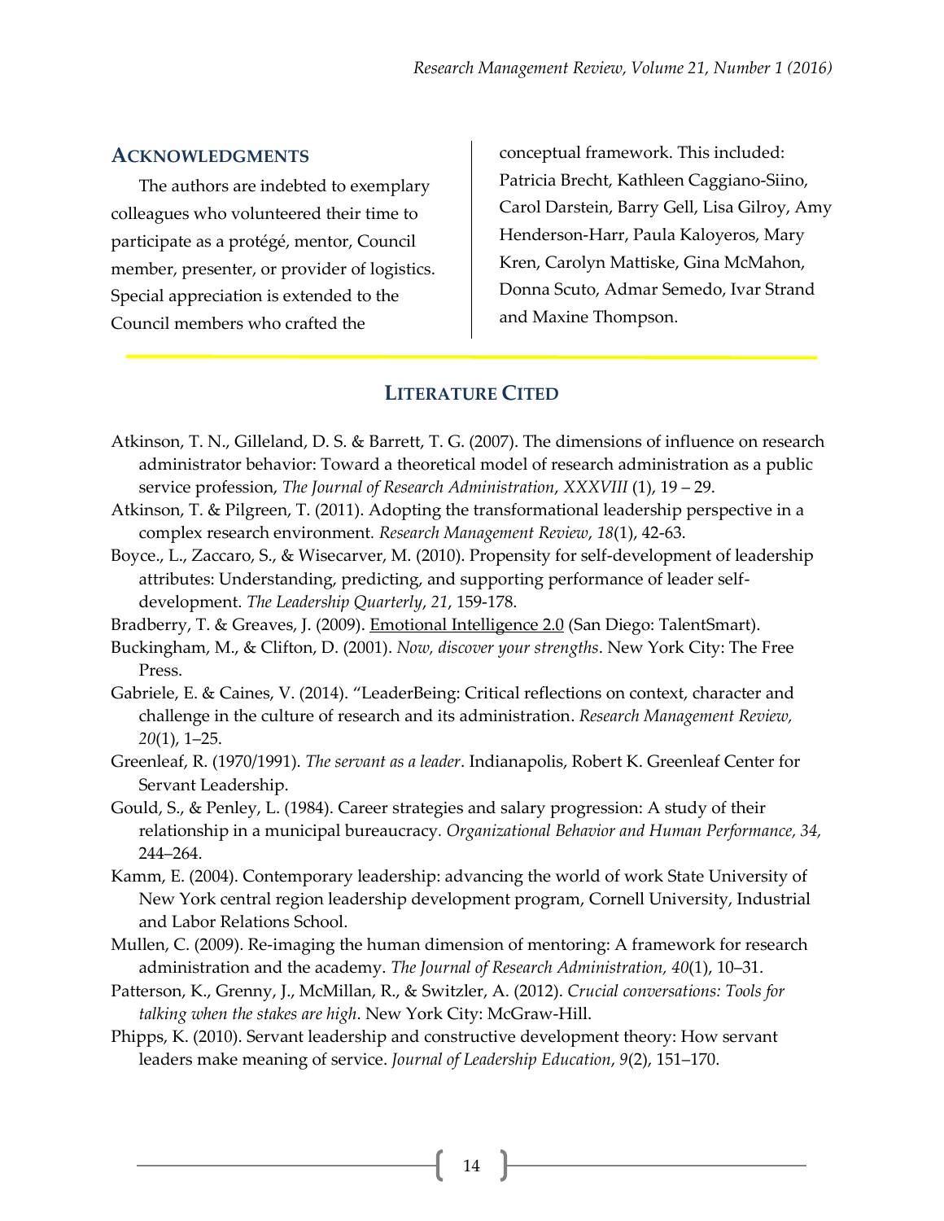## ACKNOWLEDGMENTS

The authors are indebted to exemplary colleagues who volunteered their time to participate as a protégé, mentor, Council member, presenter, or provider of logistics. Special appreciation is extended to the Council members who crafted the conceptual framework. This included: Patricia Brecht, Kathleen Caggiano-Siino, Carol Darstein, Barry Gell, Lisa Gilroy, Amy Henderson-Harr, Paula Kaloyeros, Mary Kren, Carolyn Mattiske, Gina McMahon, Donna Scuto, Admar Semedo, Ivar Strand and Maxine Thompson.

## LITERATURE CITED

Atkinson, T. N., Gilleland, D. S. & Barrett, T. G. (2007). The dimensions of influence on research administrator behavior: Toward a theoretical model of research administration as a public service profession, *The Journal of Research Administration*, *XXXVIII* (1), 19 – 29.

Atkinson, T. & Pilgreen, T. (2011). Adopting the transformational leadership perspective in a complex research environment. *Research Management Review*, *18*(1), 42-63.

Boyce., L., Zaccaro, S., & Wisecarver, M. (2010). Propensity for self-development of leadership attributes: Understanding, predicting, and supporting performance of leader self-development. *The Leadership Quarterly*, *21*, 159-178.

Bradberry, T. & Greaves, J. (2009). Emotional Intelligence 2.0 (San Diego: TalentSmart).

Buckingham, M., & Clifton, D. (2001). *Now, discover your strengths*. New York City: The Free Press.

Gabriele, E. & Caines, V. (2014). "LeaderBeing: Critical reflections on context, character and challenge in the culture of research and its administration. *Research Management Review, 20*(1), 1–25.

Greenleaf, R. (1970/1991). *The servant as a leader*. Indianapolis, Robert K. Greenleaf Center for Servant Leadership.

Gould, S., & Penley, L. (1984). Career strategies and salary progression: A study of their relationship in a municipal bureaucracy. *Organizational Behavior and Human Performance, 34,* 244–264.

Kamm, E. (2004). Contemporary leadership: advancing the world of work State University of New York central region leadership development program, Cornell University, Industrial and Labor Relations School.

Mullen, C. (2009). Re-imaging the human dimension of mentoring: A framework for research administration and the academy. *The Journal of Research Administration, 40*(1), 10–31.

Patterson, K., Grenny, J., McMillan, R., & Switzler, A. (2012). *Crucial conversations: Tools for talking when the stakes are high*. New York City: McGraw-Hill.

Phipps, K. (2010). Servant leadership and constructive development theory: How servant leaders make meaning of service. *Journal of Leadership Education*, *9*(2), 151–170.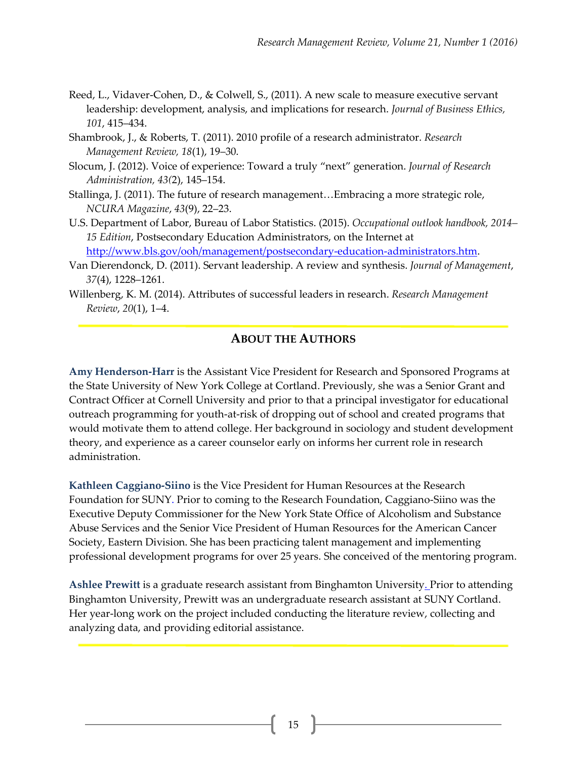Reed, L., Vidaver-Cohen, D., & Colwell, S., (2011). A new scale to measure executive servant leadership: development, analysis, and implications for research. *Journal of Business Ethics, 101*, 415–434.

Shambrook, J., & Roberts, T. (2011). 2010 profile of a research administrator. *Research Management Review, 18*(1), 19–30.

Slocum, J. (2012). Voice of experience: Toward a truly "next" generation. *Journal of Research Administration, 43(*2), 145–154.

Stallinga, J. (2011). The future of research management…Embracing a more strategic role, *NCURA Magazine*, *43*(9), 22–23.

U.S. Department of Labor, Bureau of Labor Statistics. (2015). *Occupational outlook handbook, 2014–15 Edition*, Postsecondary Education Administrators, on the Internet at http://www.bls.gov/ooh/management/postsecondary-education-administrators.htm.

Van Dierendonck, D. (2011). Servant leadership. A review and synthesis. *Journal of Management*, *37*(4), 1228–1261.

Willenberg, K. M. (2014). Attributes of successful leaders in research. *Research Management Review*, *20*(1), 1–4.

## ABOUT THE AUTHORS

**Amy Henderson-Harr** is the Assistant Vice President for Research and Sponsored Programs at the State University of New York College at Cortland. Previously, she was a Senior Grant and Contract Officer at Cornell University and prior to that a principal investigator for educational outreach programming for youth-at-risk of dropping out of school and created programs that would motivate them to attend college. Her background in sociology and student development theory, and experience as a career counselor early on informs her current role in research administration.

**Kathleen Caggiano-Siino** is the Vice President for Human Resources at the Research Foundation for SUNY. Prior to coming to the Research Foundation, Caggiano-Siino was the Executive Deputy Commissioner for the New York State Office of Alcoholism and Substance Abuse Services and the Senior Vice President of Human Resources for the American Cancer Society, Eastern Division. She has been practicing talent management and implementing professional development programs for over 25 years. She conceived of the mentoring program.

**Ashlee Prewitt** is a graduate research assistant from Binghamton University. Prior to attending Binghamton University, Prewitt was an undergraduate research assistant at SUNY Cortland. Her year-long work on the project included conducting the literature review, collecting and analyzing data, and providing editorial assistance.